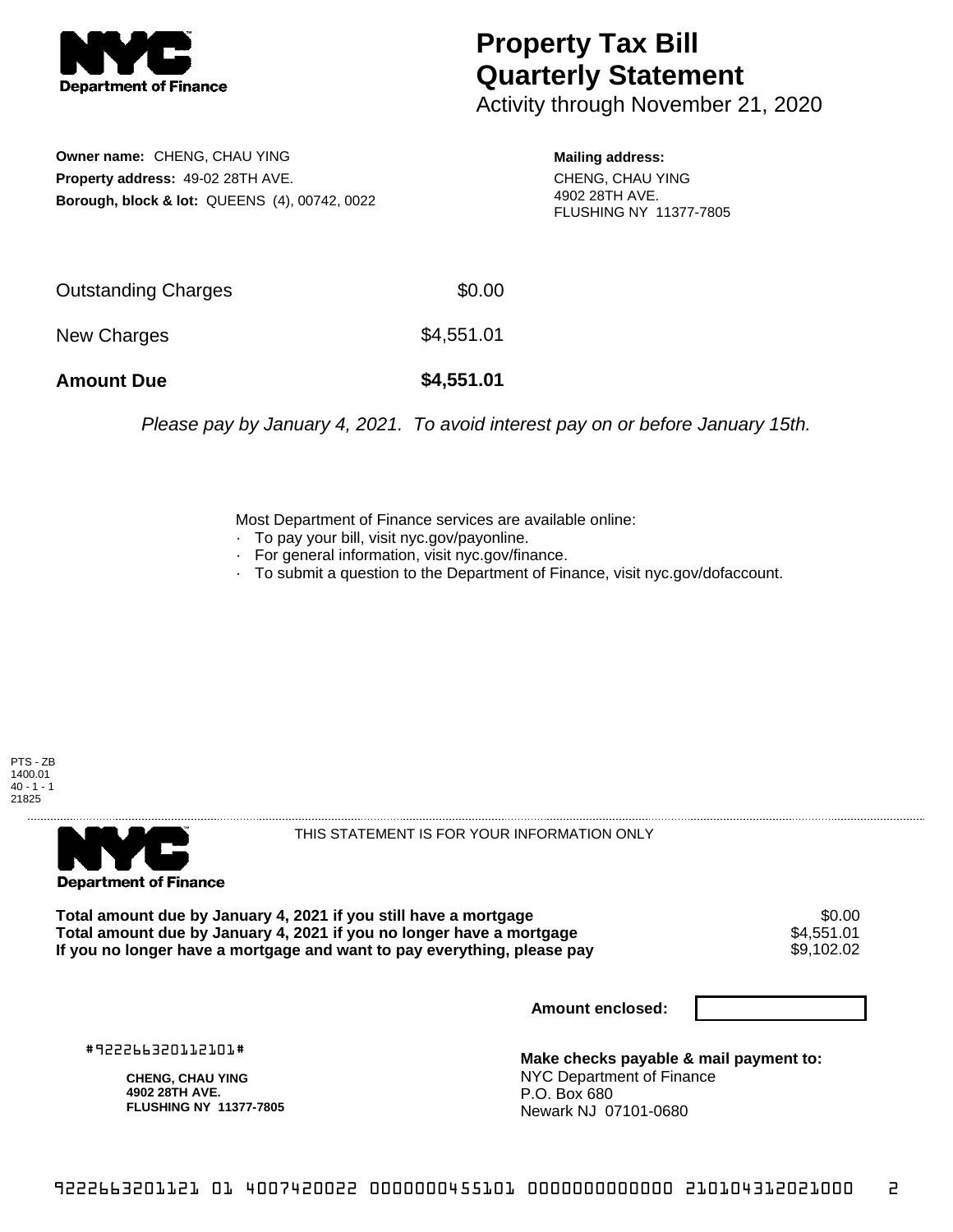# Property Tax Bill Quarterly Statement

Activity through November 21, 2020

**Owner name:** CHENG, CHAU YING
**Property address:** 49-02 28TH AVE.
**Borough, block & lot:** QUEENS (4), 00742, 0022

**Mailing address:**
CHENG, CHAU YING
4902 28TH AVE.
FLUSHING NY 11377-7805

| | |
|---|---|
| Outstanding Charges | $0.00 |
| New Charges | $4,551.01 |
| **Amount Due** | **$4,551.01** |

*Please pay by January 4, 2021. To avoid interest pay on or before January 15th.*

Most Department of Finance services are available online:
- To pay your bill, visit nyc.gov/payonline.
- For general information, visit nyc.gov/finance.
- To submit a question to the Department of Finance, visit nyc.gov/dofaccount.

PTS - ZB
1400.01
40 - 1 - 1
21825

THIS STATEMENT IS FOR YOUR INFORMATION ONLY

| | |
|---|---|
| **Total amount due by January 4, 2021 if you still have a mortgage** | $0.00 |
| **Total amount due by January 4, 2021 if you no longer have a mortgage** | $4,551.01 |
| **If you no longer have a mortgage and want to pay everything, please pay** | $9,102.02 |

**Amount enclosed:**

#922266320112101#

**CHENG, CHAU YING**
**4902 28TH AVE.**
**FLUSHING NY 11377-7805**

**Make checks payable & mail payment to:**
NYC Department of Finance
P.O. Box 680
Newark NJ 07101-0680

9222663201121 01 4007420022 0000000455101 0000000000000 210104312021000 2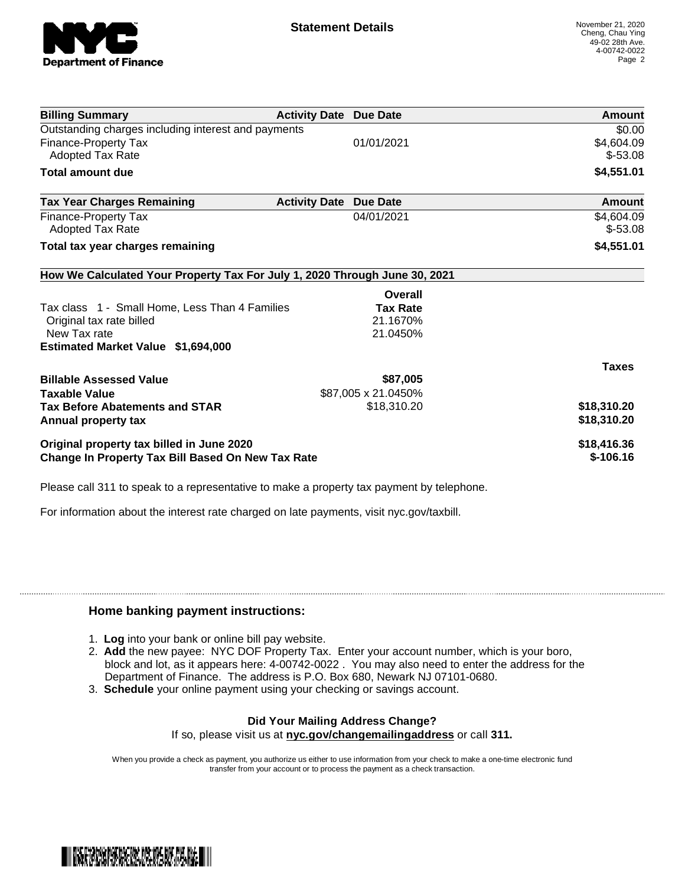**Statement Details**

November 21, 2020
Cheng, Chau Ying
49-02 28th Ave.
4-00742-0022

| Billing Summary | Activity Date | Due Date | Amount |
|---|---|---|---|
| Outstanding charges including interest and payments | | | $0.00 |
| Finance-Property Tax | | 01/01/2021 | $4,604.09 |
| Adopted Tax Rate | | | $-53.08 |
| **Total amount due** | | | **$4,551.01** |

| Tax Year Charges Remaining | Activity Date | Due Date | Amount |
|---|---|---|---|
| Finance-Property Tax | | 04/01/2021 | $4,604.09 |
| Adopted Tax Rate | | | $-53.08 |
| **Total tax year charges remaining** | | | **$4,551.01** |

**How We Calculated Your Property Tax For July 1, 2020 Through June 30, 2021**

| | Overall Tax Rate | Taxes |
|---|---|---|
| Tax class 1 - Small Home, Less Than 4 Families | | |
| Original tax rate billed | 21.1670% | |
| New Tax rate | 21.0450% | |
| **Estimated Market Value $1,694,000** | | |
| **Billable Assessed Value** | **$87,005** | |
| **Taxable Value** | $87,005 x 21.0450% | |
| **Tax Before Abatements and STAR** | $18,310.20 | **$18,310.20** |
| **Annual property tax** | | **$18,310.20** |
| **Original property tax billed in June 2020** | | **$18,416.36** |
| **Change In Property Tax Bill Based On New Tax Rate** | | **$-106.16** |

Please call 311 to speak to a representative to make a property tax payment by telephone.

For information about the interest rate charged on late payments, visit nyc.gov/taxbill.

## Home banking payment instructions:

1. **Log** into your bank or online bill pay website.
2. **Add** the new payee: NYC DOF Property Tax. Enter your account number, which is your boro, block and lot, as it appears here: 4-00742-0022 . You may also need to enter the address for the Department of Finance. The address is P.O. Box 680, Newark NJ 07101-0680.
3. **Schedule** your online payment using your checking or savings account.

**Did Your Mailing Address Change?**
If so, please visit us at **nyc.gov/changemailingaddress** or call **311.**

When you provide a check as payment, you authorize us either to use information from your check to make a one-time electronic fund transfer from your account or to process the payment as a check transaction.